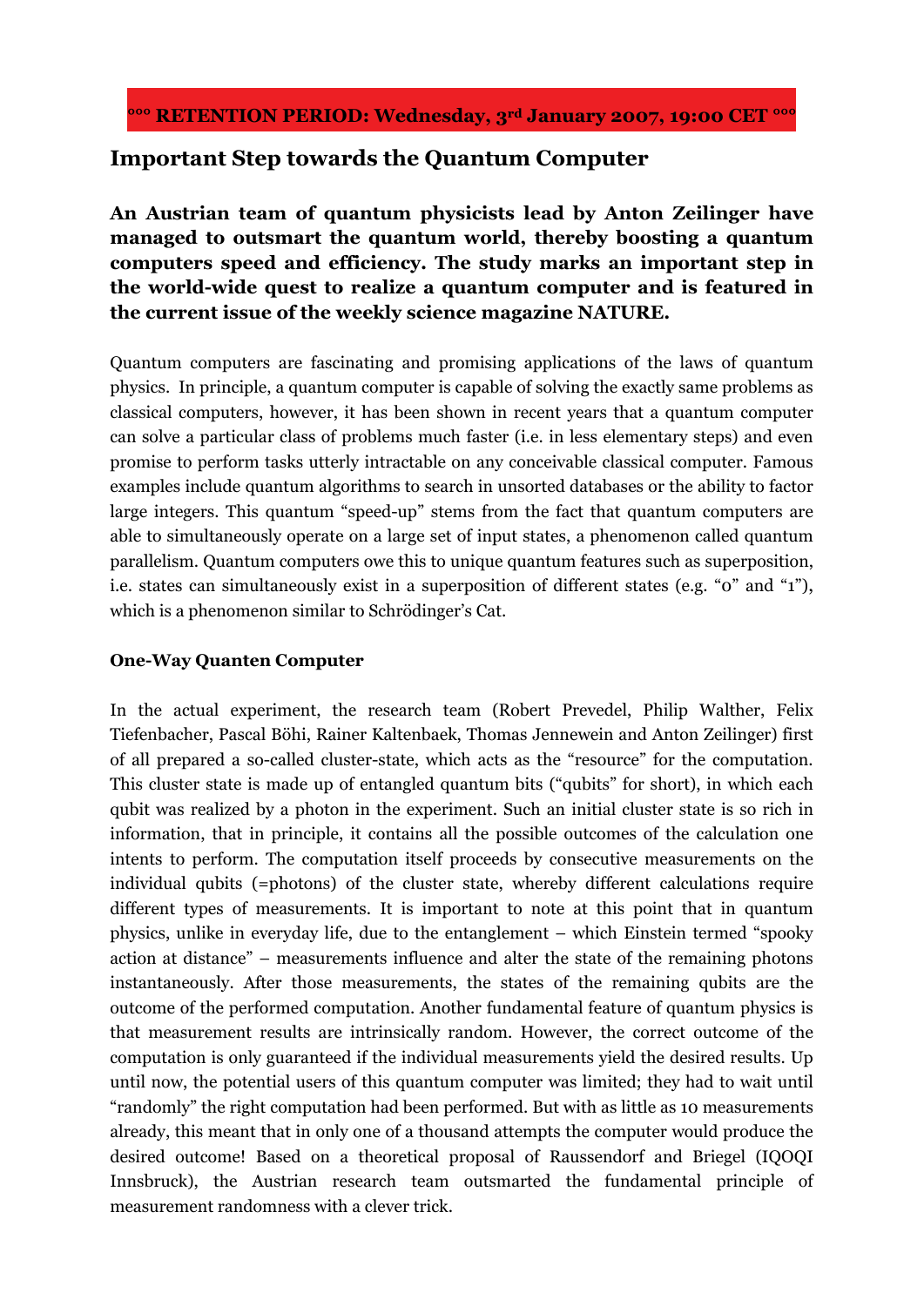**°°° RETENTION PERIOD: Wednesday, 3rd January 2007, 19:00 CET °°°**

# Important Step towards the Quantum Computer

**An Austrian team of quantum physicists lead by Anton Zeilinger have managed to outsmart the quantum world, thereby boosting a quantum computers speed and efficiency. The study marks an important step in the world-wide quest to realize a quantum computer and is featured in the current issue of the weekly science magazine NATURE.**

Quantum computers are fascinating and promising applications of the laws of quantum physics. In principle, a quantum computer is capable of solving the exactly same problems as classical computers, however, it has been shown in recent years that a quantum computer can solve a particular class of problems much faster (i.e. in less elementary steps) and even promise to perform tasks utterly intractable on any conceivable classical computer. Famous examples include quantum algorithms to search in unsorted databases or the ability to factor large integers. This quantum "speed-up" stems from the fact that quantum computers are able to simultaneously operate on a large set of input states, a phenomenon called quantum parallelism. Quantum computers owe this to unique quantum features such as superposition, i.e. states can simultaneously exist in a superposition of different states (e.g. "0" and "1"), which is a phenomenon similar to Schrödinger's Cat.

## One-Way Quanten Computer

In the actual experiment, the research team (Robert Prevedel, Philip Walther, Felix Tiefenbacher, Pascal Böhi, Rainer Kaltenbaek, Thomas Jennewein and Anton Zeilinger) first of all prepared a so-called cluster-state, which acts as the "resource" for the computation. This cluster state is made up of entangled quantum bits ("qubits" for short), in which each qubit was realized by a photon in the experiment. Such an initial cluster state is so rich in information, that in principle, it contains all the possible outcomes of the calculation one intents to perform. The computation itself proceeds by consecutive measurements on the individual qubits (=photons) of the cluster state, whereby different calculations require different types of measurements. It is important to note at this point that in quantum physics, unlike in everyday life, due to the entanglement – which Einstein termed "spooky action at distance" – measurements influence and alter the state of the remaining photons instantaneously. After those measurements, the states of the remaining qubits are the outcome of the performed computation. Another fundamental feature of quantum physics is that measurement results are intrinsically random. However, the correct outcome of the computation is only guaranteed if the individual measurements yield the desired results. Up until now, the potential users of this quantum computer was limited; they had to wait until "randomly" the right computation had been performed. But with as little as 10 measurements already, this meant that in only one of a thousand attempts the computer would produce the desired outcome! Based on a theoretical proposal of Raussendorf and Briegel (IQOQI Innsbruck), the Austrian research team outsmarted the fundamental principle of measurement randomness with a clever trick.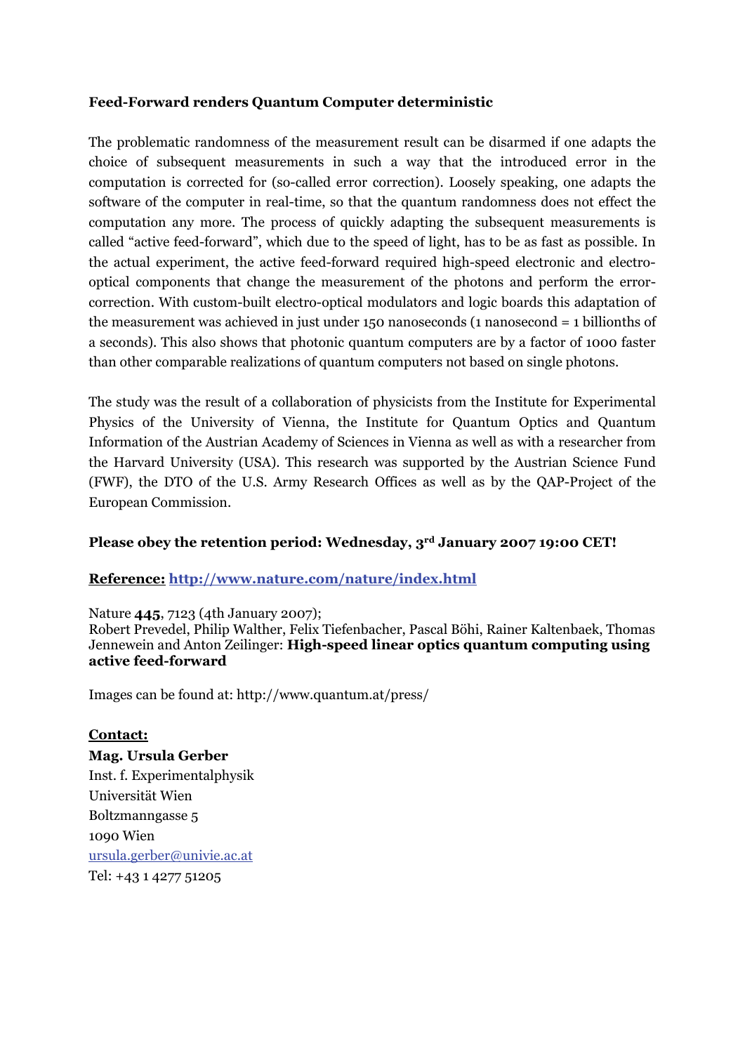**Feed-Forward renders Quantum Computer deterministic**

The problematic randomness of the measurement result can be disarmed if one adapts the choice of subsequent measurements in such a way that the introduced error in the computation is corrected for (so-called error correction). Loosely speaking, one adapts the software of the computer in real-time, so that the quantum randomness does not effect the computation any more. The process of quickly adapting the subsequent measurements is called "active feed-forward", which due to the speed of light, has to be as fast as possible. In the actual experiment, the active feed-forward required high-speed electronic and electro-optical components that change the measurement of the photons and perform the error-correction. With custom-built electro-optical modulators and logic boards this adaptation of the measurement was achieved in just under 150 nanoseconds (1 nanosecond = 1 billionths of a seconds). This also shows that photonic quantum computers are by a factor of 1000 faster than other comparable realizations of quantum computers not based on single photons.

The study was the result of a collaboration of physicists from the Institute for Experimental Physics of the University of Vienna, the Institute for Quantum Optics and Quantum Information of the Austrian Academy of Sciences in Vienna as well as with a researcher from the Harvard University (USA). This research was supported by the Austrian Science Fund (FWF), the DTO of the U.S. Army Research Offices as well as by the QAP-Project of the European Commission.

**Please obey the retention period: Wednesday, 3rd January 2007 19:00 CET!**

**Reference: http://www.nature.com/nature/index.html**

Nature **445**, 7123 (4th January 2007);
Robert Prevedel, Philip Walther, Felix Tiefenbacher, Pascal Böhi, Rainer Kaltenbaek, Thomas Jennewein and Anton Zeilinger: **High-speed linear optics quantum computing using active feed-forward**

Images can be found at: http://www.quantum.at/press/

**Contact:**

**Mag. Ursula Gerber**
Inst. f. Experimentalphysik
Universität Wien
Boltzmanngasse 5
1090 Wien
ursula.gerber@univie.ac.at
Tel: +43 1 4277 51205